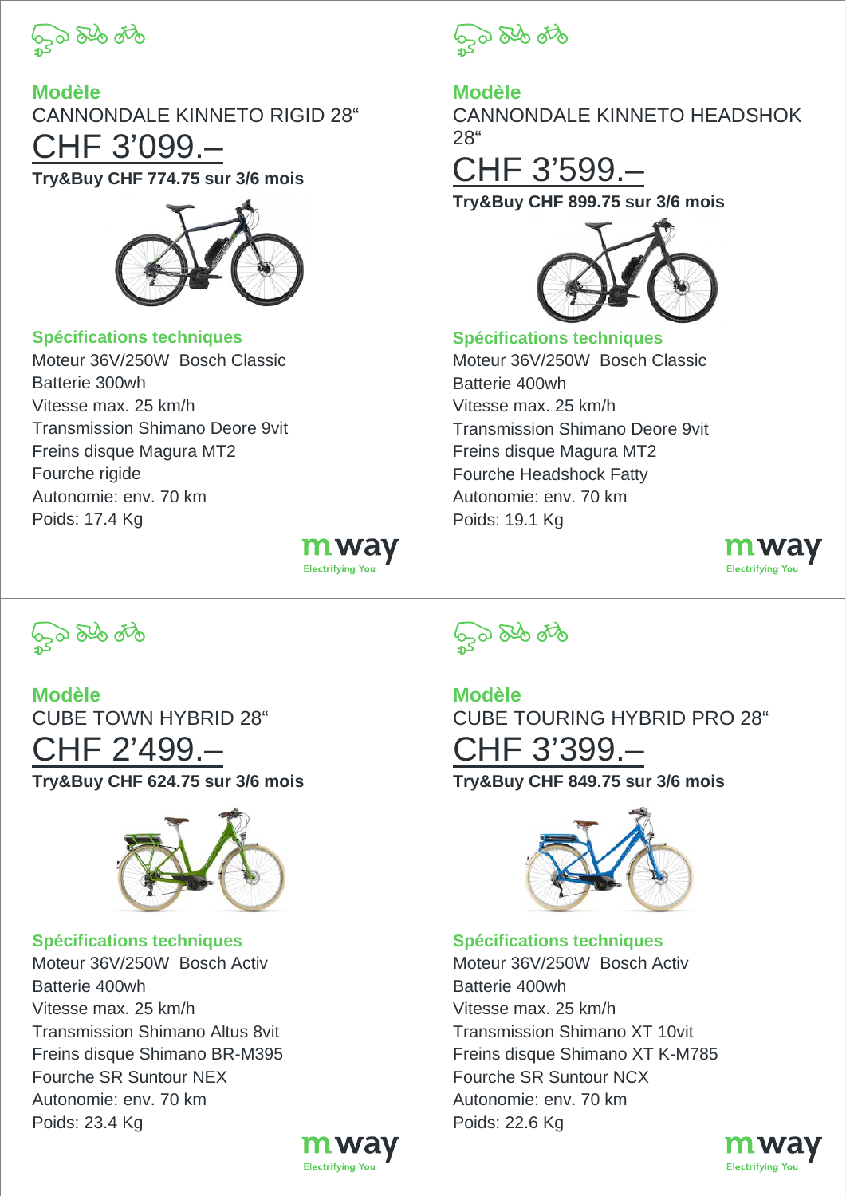## Modèle

CANNONDALE KINNETO RIGID 28“

CHF 3’099.–

**Try&Buy CHF 774.75 sur 3/6 mois**

### Spécifications techniques

Moteur 36V/250W Bosch Classic
Batterie 300wh
Vitesse max. 25 km/h
Transmission Shimano Deore 9vit
Freins disque Magura MT2
Fourche rigide
Autonomie: env. 70 km
Poids: 17.4 Kg

mway
Electrifying You

## Modèle

CANNONDALE KINNETO HEADSHOK 28“

CHF 3’599.–

**Try&Buy CHF 899.75 sur 3/6 mois**

### Spécifications techniques

Moteur 36V/250W Bosch Classic
Batterie 400wh
Vitesse max. 25 km/h
Transmission Shimano Deore 9vit
Freins disque Magura MT2
Fourche Headshock Fatty
Autonomie: env. 70 km
Poids: 19.1 Kg

mway
Electrifying You

## Modèle

CUBE TOWN HYBRID 28“

CHF 2’499.–

**Try&Buy CHF 624.75 sur 3/6 mois**

### Spécifications techniques

Moteur 36V/250W Bosch Activ
Batterie 400wh
Vitesse max. 25 km/h
Transmission Shimano Altus 8vit
Freins disque Shimano BR-M395
Fourche SR Suntour NEX
Autonomie: env. 70 km
Poids: 23.4 Kg

mway
Electrifying You

## Modèle

CUBE TOURING HYBRID PRO 28“

CHF 3’399.–

**Try&Buy CHF 849.75 sur 3/6 mois**

### Spécifications techniques

Moteur 36V/250W Bosch Activ
Batterie 400wh
Vitesse max. 25 km/h
Transmission Shimano XT 10vit
Freins disque Shimano XT K-M785
Fourche SR Suntour NCX
Autonomie: env. 70 km
Poids: 22.6 Kg

mway
Electrifying You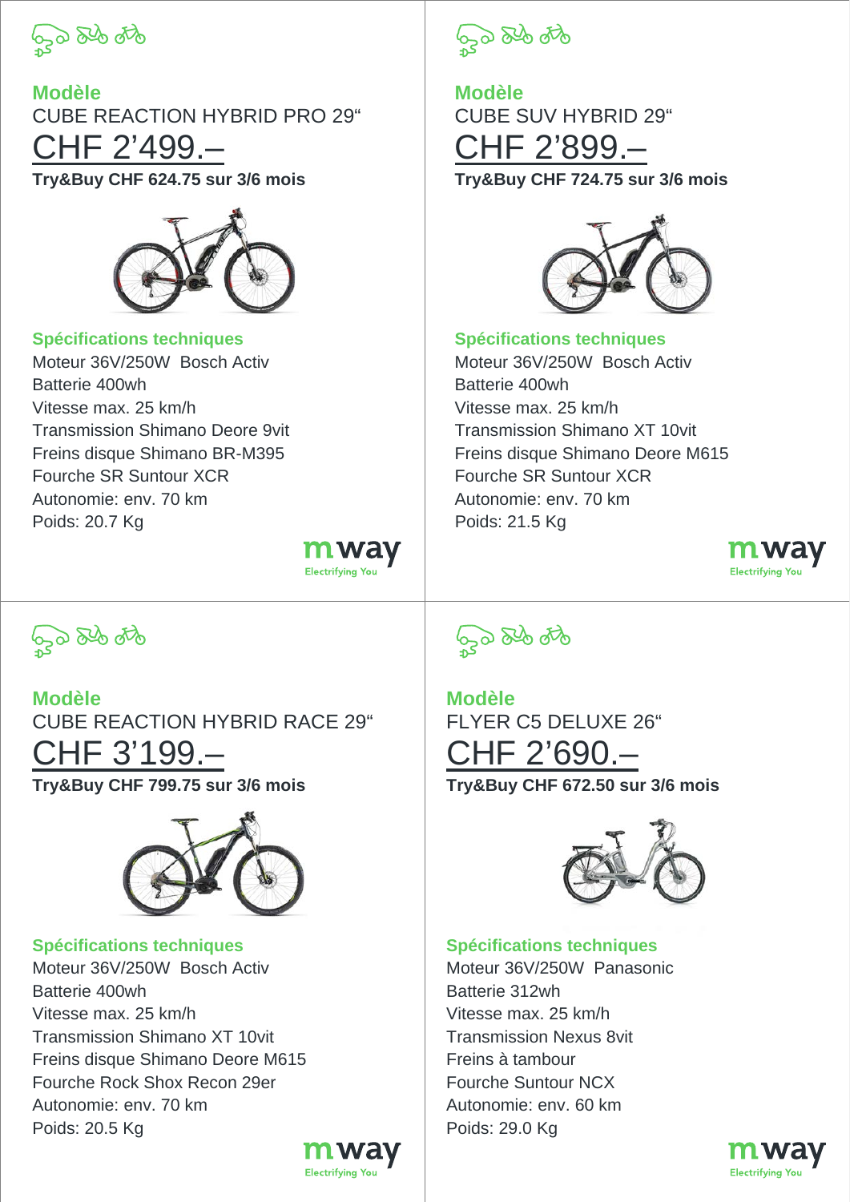**Modèle**

CUBE REACTION HYBRID PRO 29“

CHF 2’499.–

**Try&Buy CHF 624.75 sur 3/6 mois**

**Spécifications techniques**

Moteur 36V/250W Bosch Activ
Batterie 400wh
Vitesse max. 25 km/h
Transmission Shimano Deore 9vit
Freins disque Shimano BR-M395
Fourche SR Suntour XCR
Autonomie: env. 70 km
Poids: 20.7 Kg

mway
Electrifying You

---

**Modèle**

CUBE SUV HYBRID 29“

CHF 2’899.–

**Try&Buy CHF 724.75 sur 3/6 mois**

**Spécifications techniques**

Moteur 36V/250W Bosch Activ
Batterie 400wh
Vitesse max. 25 km/h
Transmission Shimano XT 10vit
Freins disque Shimano Deore M615
Fourche SR Suntour XCR
Autonomie: env. 70 km
Poids: 21.5 Kg

mway
Electrifying You

---

**Modèle**

CUBE REACTION HYBRID RACE 29“

CHF 3’199.–

**Try&Buy CHF 799.75 sur 3/6 mois**

**Spécifications techniques**

Moteur 36V/250W Bosch Activ
Batterie 400wh
Vitesse max. 25 km/h
Transmission Shimano XT 10vit
Freins disque Shimano Deore M615
Fourche Rock Shox Recon 29er
Autonomie: env. 70 km
Poids: 20.5 Kg

mway
Electrifying You

---

**Modèle**

FLYER C5 DELUXE 26“

CHF 2’690.–

**Try&Buy CHF 672.50 sur 3/6 mois**

**Spécifications techniques**

Moteur 36V/250W Panasonic
Batterie 312wh
Vitesse max. 25 km/h
Transmission Nexus 8vit
Freins à tambour
Fourche Suntour NCX
Autonomie: env. 60 km
Poids: 29.0 Kg

mway
Electrifying You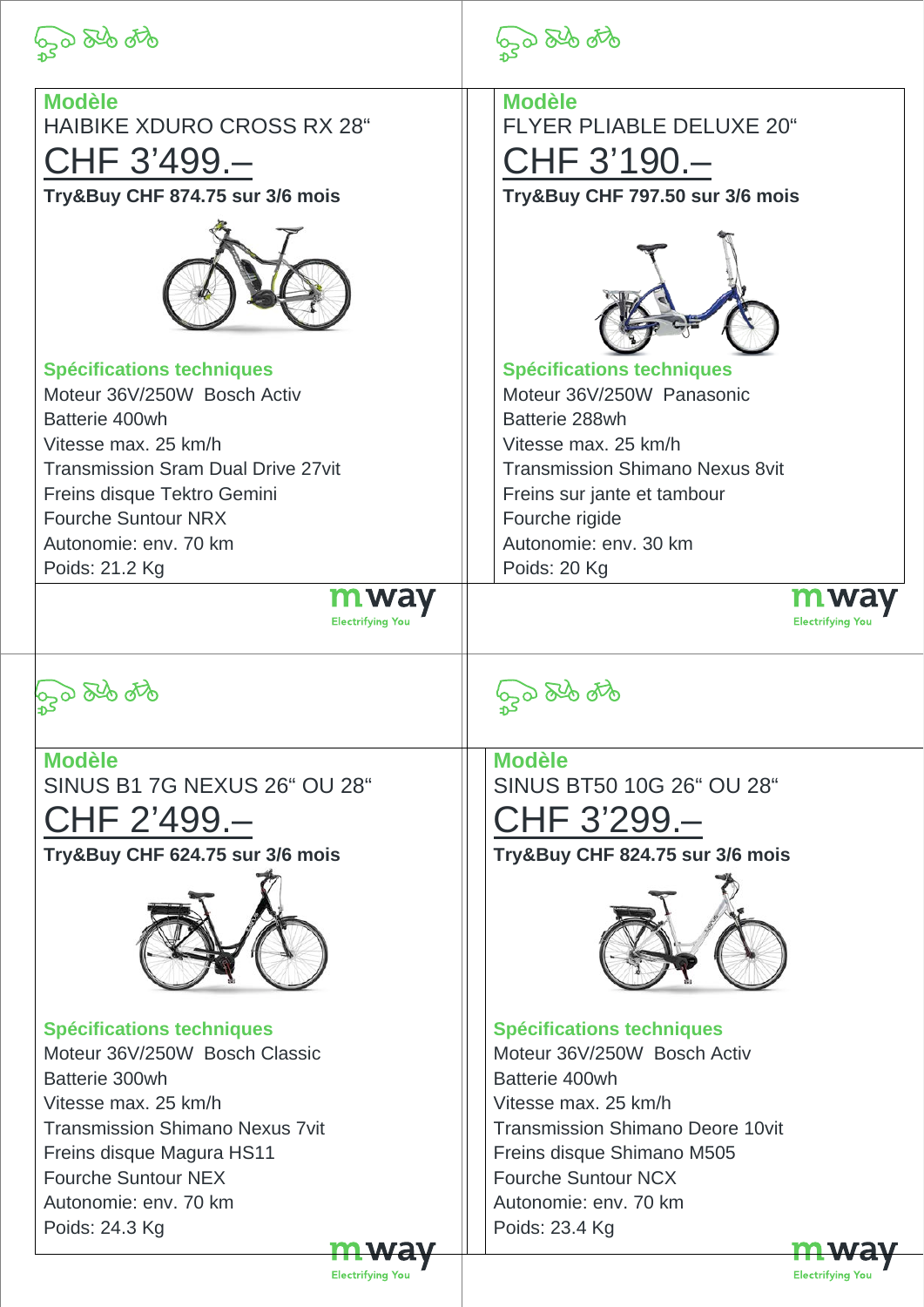**Modèle**
HAIBIKE XDURO CROSS RX 28“

CHF 3’499.–

**Try&Buy CHF 874.75 sur 3/6 mois**

**Spécifications techniques**
Moteur 36V/250W Bosch Activ
Batterie 400wh
Vitesse max. 25 km/h
Transmission Sram Dual Drive 27vit
Freins disque Tektro Gemini
Fourche Suntour NRX
Autonomie: env. 70 km
Poids: 21.2 Kg

mway
Electrifying You

**Modèle**
FLYER PLIABLE DELUXE 20“

CHF 3’190.–

**Try&Buy CHF 797.50 sur 3/6 mois**

**Spécifications techniques**
Moteur 36V/250W Panasonic
Batterie 288wh
Vitesse max. 25 km/h
Transmission Shimano Nexus 8vit
Freins sur jante et tambour
Fourche rigide
Autonomie: env. 30 km
Poids: 20 Kg

mway
Electrifying You

**Modèle**
SINUS B1 7G NEXUS 26“ OU 28“

CHF 2’499.–

**Try&Buy CHF 624.75 sur 3/6 mois**

**Spécifications techniques**
Moteur 36V/250W Bosch Classic
Batterie 300wh
Vitesse max. 25 km/h
Transmission Shimano Nexus 7vit
Freins disque Magura HS11
Fourche Suntour NEX
Autonomie: env. 70 km
Poids: 24.3 Kg

mway
Electrifying You

**Modèle**
SINUS BT50 10G 26“ OU 28“

CHF 3’299.–

**Try&Buy CHF 824.75 sur 3/6 mois**

**Spécifications techniques**
Moteur 36V/250W Bosch Activ
Batterie 400wh
Vitesse max. 25 km/h
Transmission Shimano Deore 10vit
Freins disque Shimano M505
Fourche Suntour NCX
Autonomie: env. 70 km
Poids: 23.4 Kg

mway
Electrifying You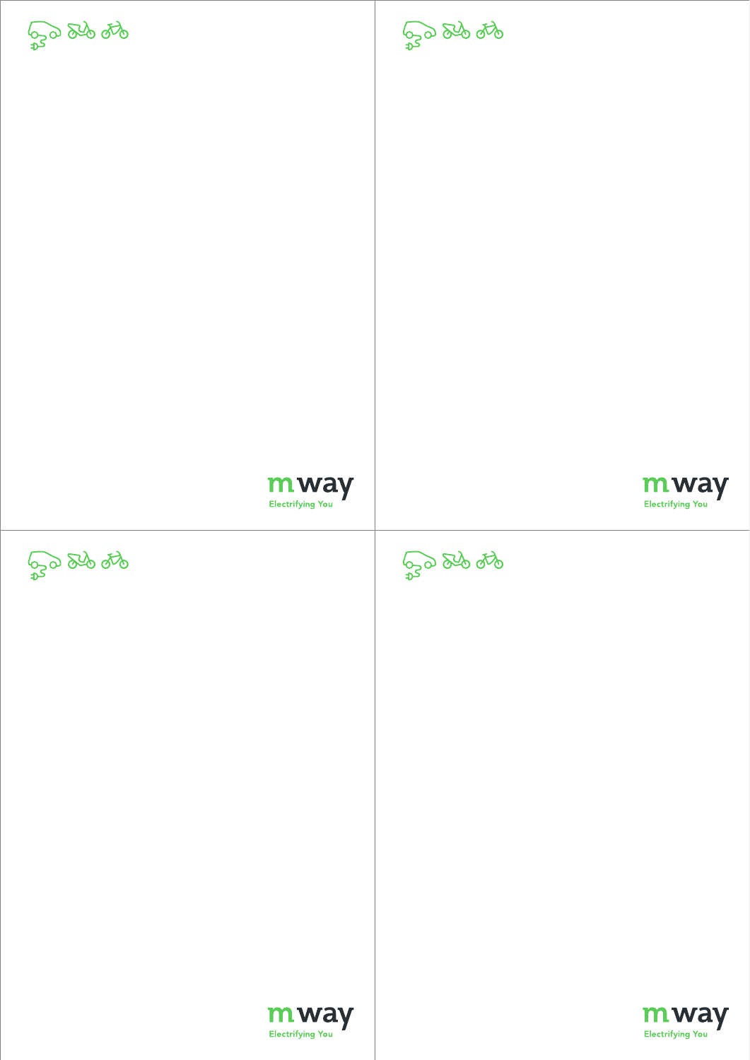mway
Electrifying You

mway
Electrifying You

mway
Electrifying You

mway
Electrifying You